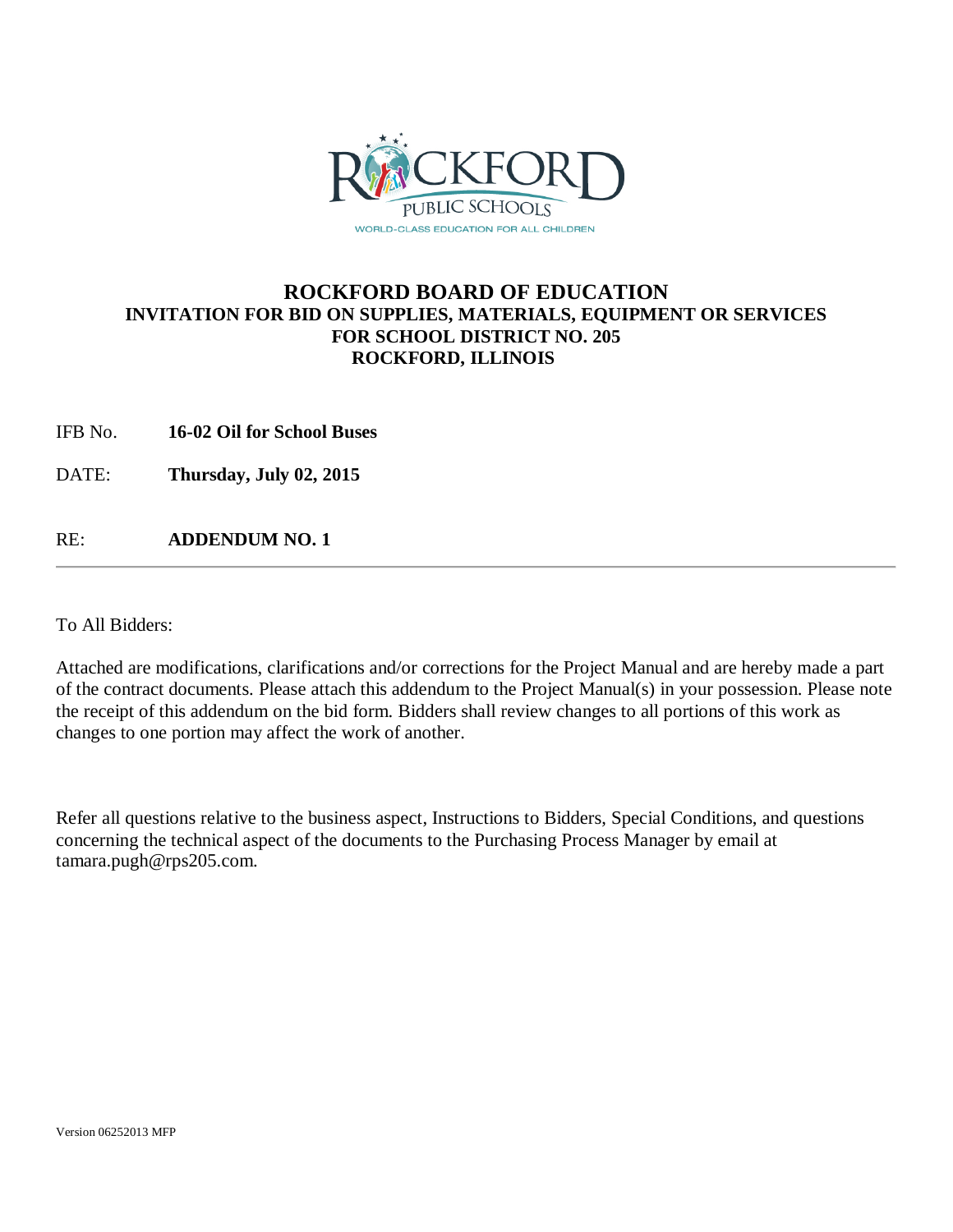ROCKFORD PUBLIC SCHOOLS

WORLD-CLASS EDUCATION FOR ALL CHILDREN

# ROCKFORD BOARD OF EDUCATION

## INVITATION FOR BID ON SUPPLIES, MATERIALS, EQUIPMENT OR SERVICES FOR SCHOOL DISTRICT NO. 205 ROCKFORD, ILLINOIS

IFB No. **16-02 Oil for School Buses**

DATE: **Thursday, July 02, 2015**

RE: **ADDENDUM NO. 1**

---

To All Bidders:

Attached are modifications, clarifications and/or corrections for the Project Manual and are hereby made a part of the contract documents. Please attach this addendum to the Project Manual(s) in your possession. Please note the receipt of this addendum on the bid form. Bidders shall review changes to all portions of this work as changes to one portion may affect the work of another.

Refer all questions relative to the business aspect, Instructions to Bidders, Special Conditions, and questions concerning the technical aspect of the documents to the Purchasing Process Manager by email at tamara.pugh@rps205.com.

Version 06252013 MFP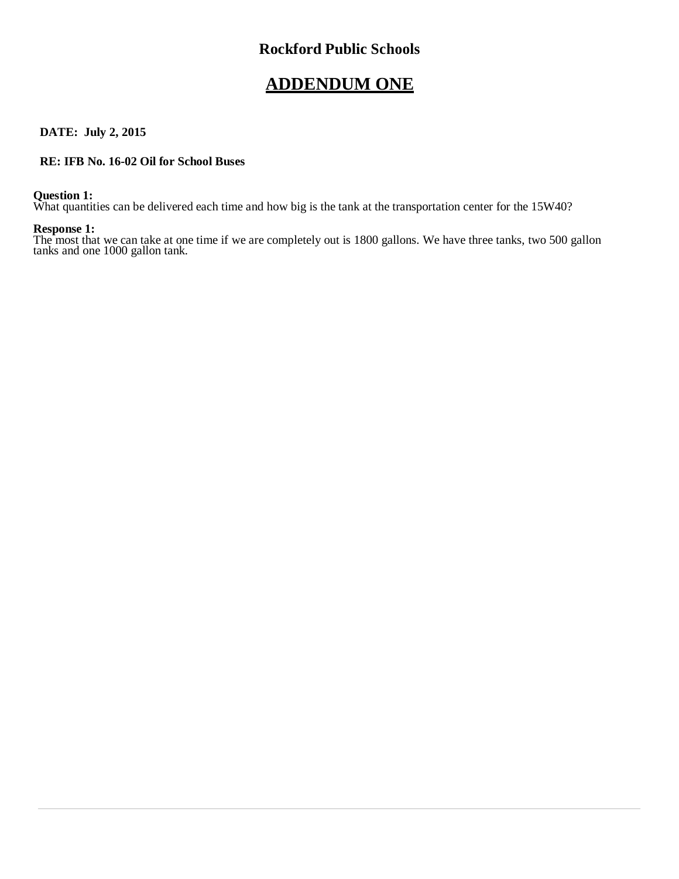# Rockford Public Schools

## ADDENDUM ONE

**DATE: July 2, 2015**

**RE: IFB No. 16-02 Oil for School Buses**

**Question 1:**
What quantities can be delivered each time and how big is the tank at the transportation center for the 15W40?

**Response 1:**
The most that we can take at one time if we are completely out is 1800 gallons. We have three tanks, two 500 gallon tanks and one 1000 gallon tank.